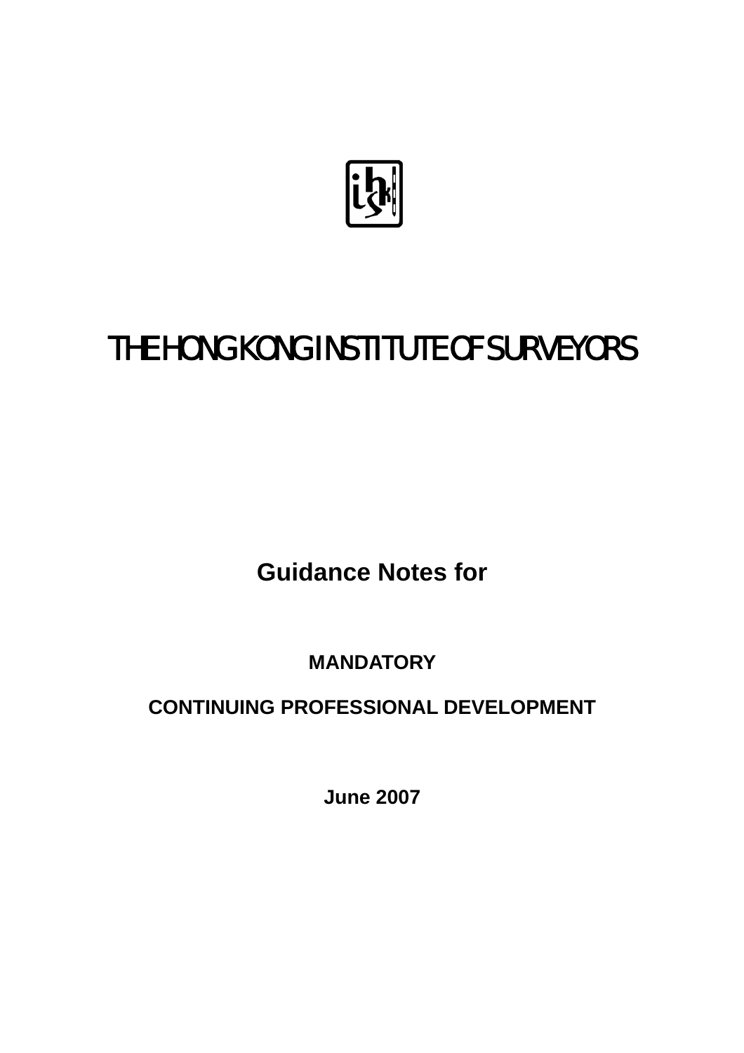# THE HONG KONG INSTITUTE OF SURVEYORS

## Guidance Notes for

**MANDATORY**

**CONTINUING PROFESSIONAL DEVELOPMENT**

**June 2007**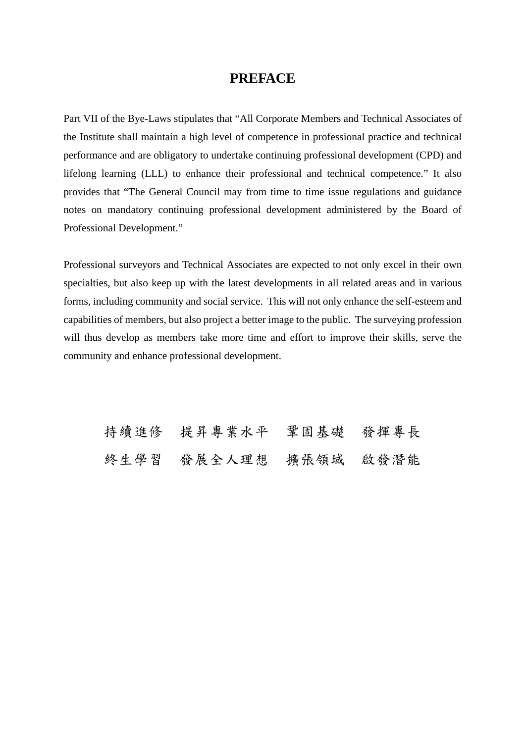# PREFACE

Part VII of the Bye-Laws stipulates that "All Corporate Members and Technical Associates of the Institute shall maintain a high level of competence in professional practice and technical performance and are obligatory to undertake continuing professional development (CPD) and lifelong learning (LLL) to enhance their professional and technical competence." It also provides that "The General Council may from time to time issue regulations and guidance notes on mandatory continuing professional development administered by the Board of Professional Development."

Professional surveyors and Technical Associates are expected to not only excel in their own specialties, but also keep up with the latest developments in all related areas and in various forms, including community and social service. This will not only enhance the self-esteem and capabilities of members, but also project a better image to the public. The surveying profession will thus develop as members take more time and effort to improve their skills, serve the community and enhance professional development.

持續進修　提昇專業水平　鞏固基礎　發揮專長

終生學習　發展全人理想　擴張領域　啟發潛能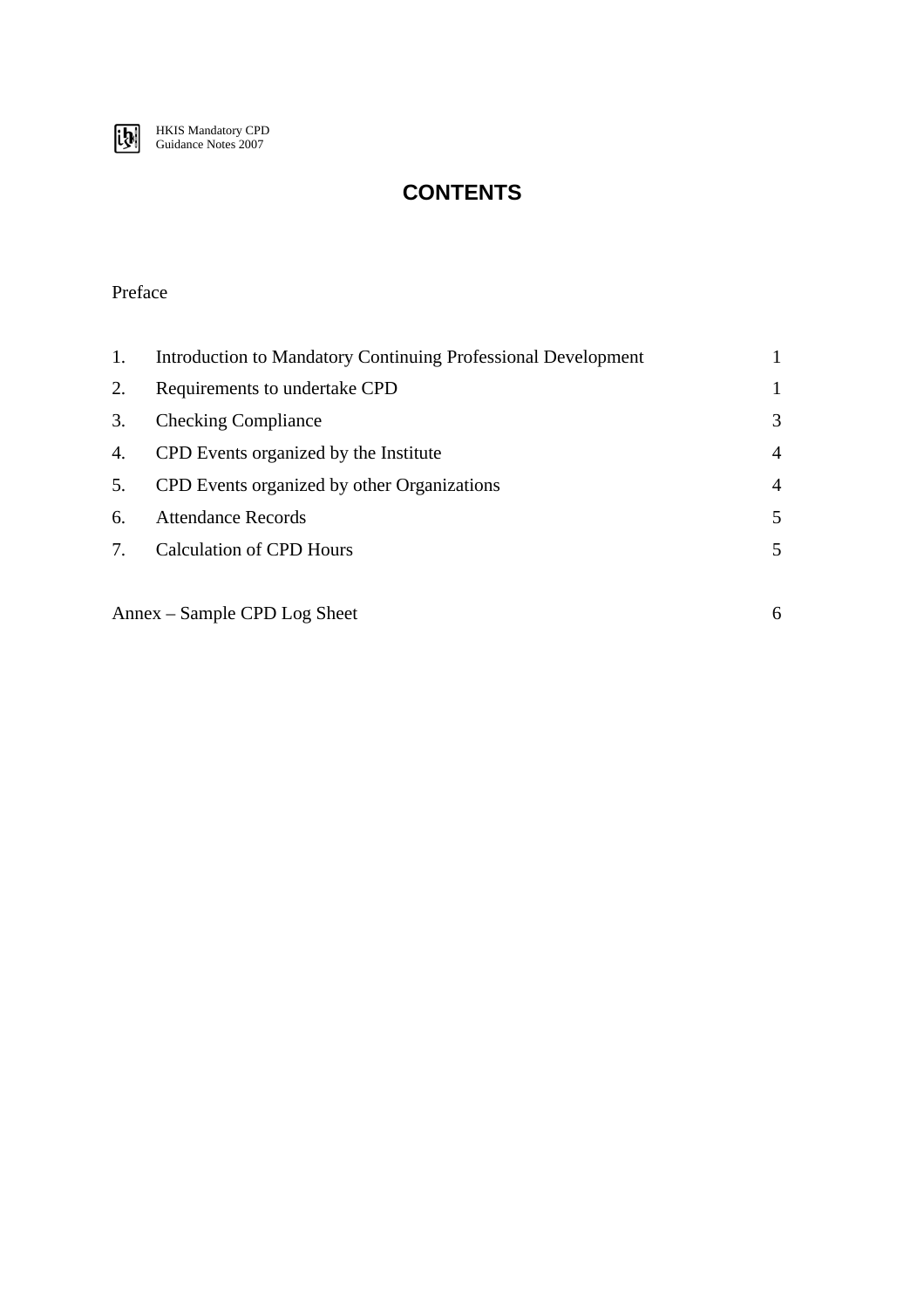# CONTENTS

Preface

| | | |
|---|---|---|
| 1. | Introduction to Mandatory Continuing Professional Development | 1 |
| 2. | Requirements to undertake CPD | 1 |
| 3. | Checking Compliance | 3 |
| 4. | CPD Events organized by the Institute | 4 |
| 5. | CPD Events organized by other Organizations | 4 |
| 6. | Attendance Records | 5 |
| 7. | Calculation of CPD Hours | 5 |

Annex – Sample CPD Log Sheet 6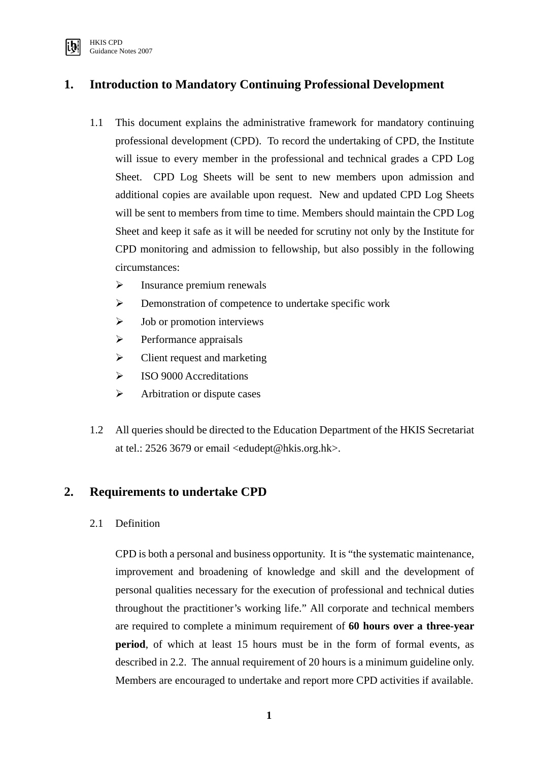## 1. Introduction to Mandatory Continuing Professional Development

1.1 This document explains the administrative framework for mandatory continuing professional development (CPD). To record the undertaking of CPD, the Institute will issue to every member in the professional and technical grades a CPD Log Sheet. CPD Log Sheets will be sent to new members upon admission and additional copies are available upon request. New and updated CPD Log Sheets will be sent to members from time to time. Members should maintain the CPD Log Sheet and keep it safe as it will be needed for scrutiny not only by the Institute for CPD monitoring and admission to fellowship, but also possibly in the following circumstances:

- Insurance premium renewals
- Demonstration of competence to undertake specific work
- Job or promotion interviews
- Performance appraisals
- Client request and marketing
- ISO 9000 Accreditations
- Arbitration or dispute cases

1.2 All queries should be directed to the Education Department of the HKIS Secretariat at tel.: 2526 3679 or email <edudept@hkis.org.hk>.

## 2. Requirements to undertake CPD

2.1 Definition

CPD is both a personal and business opportunity. It is "the systematic maintenance, improvement and broadening of knowledge and skill and the development of personal qualities necessary for the execution of professional and technical duties throughout the practitioner's working life." All corporate and technical members are required to complete a minimum requirement of **60 hours over a three-year period**, of which at least 15 hours must be in the form of formal events, as described in 2.2. The annual requirement of 20 hours is a minimum guideline only. Members are encouraged to undertake and report more CPD activities if available.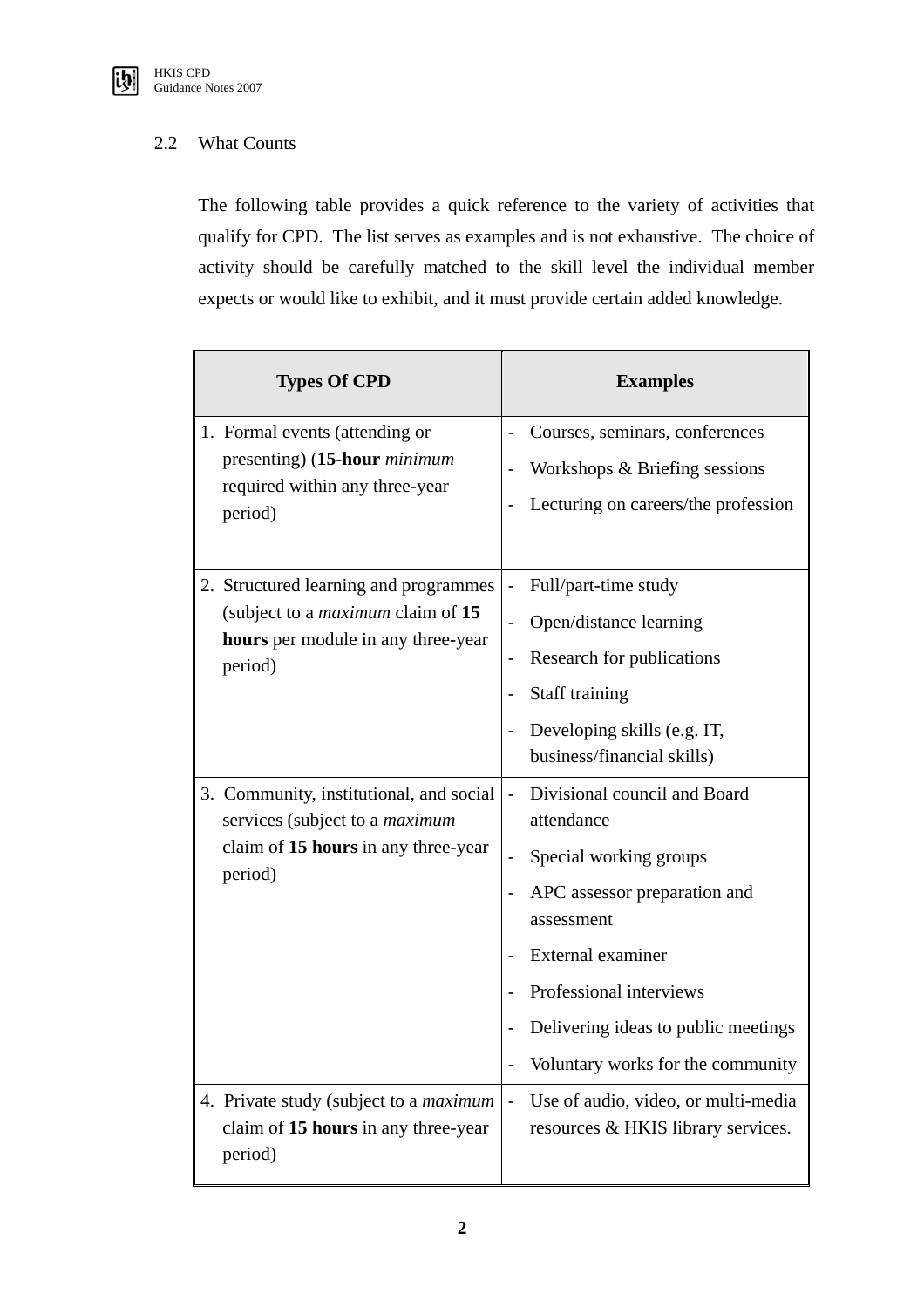### 2.2 What Counts

The following table provides a quick reference to the variety of activities that qualify for CPD. The list serves as examples and is not exhaustive. The choice of activity should be carefully matched to the skill level the individual member expects or would like to exhibit, and it must provide certain added knowledge.

| Types Of CPD | Examples |
|---|---|
| 1. Formal events (attending or presenting) (**15-hour** *minimum* required within any three-year period) | - Courses, seminars, conferences<br>- Workshops & Briefing sessions<br>- Lecturing on careers/the profession |
| 2. Structured learning and programmes (subject to a *maximum* claim of **15 hours** per module in any three-year period) | - Full/part-time study<br>- Open/distance learning<br>- Research for publications<br>- Staff training<br>- Developing skills (e.g. IT, business/financial skills) |
| 3. Community, institutional, and social services (subject to a *maximum* claim of **15 hours** in any three-year period) | - Divisional council and Board attendance<br>- Special working groups<br>- APC assessor preparation and assessment<br>- External examiner<br>- Professional interviews<br>- Delivering ideas to public meetings<br>- Voluntary works for the community |
| 4. Private study (subject to a *maximum* claim of **15 hours** in any three-year period) | - Use of audio, video, or multi-media resources & HKIS library services. |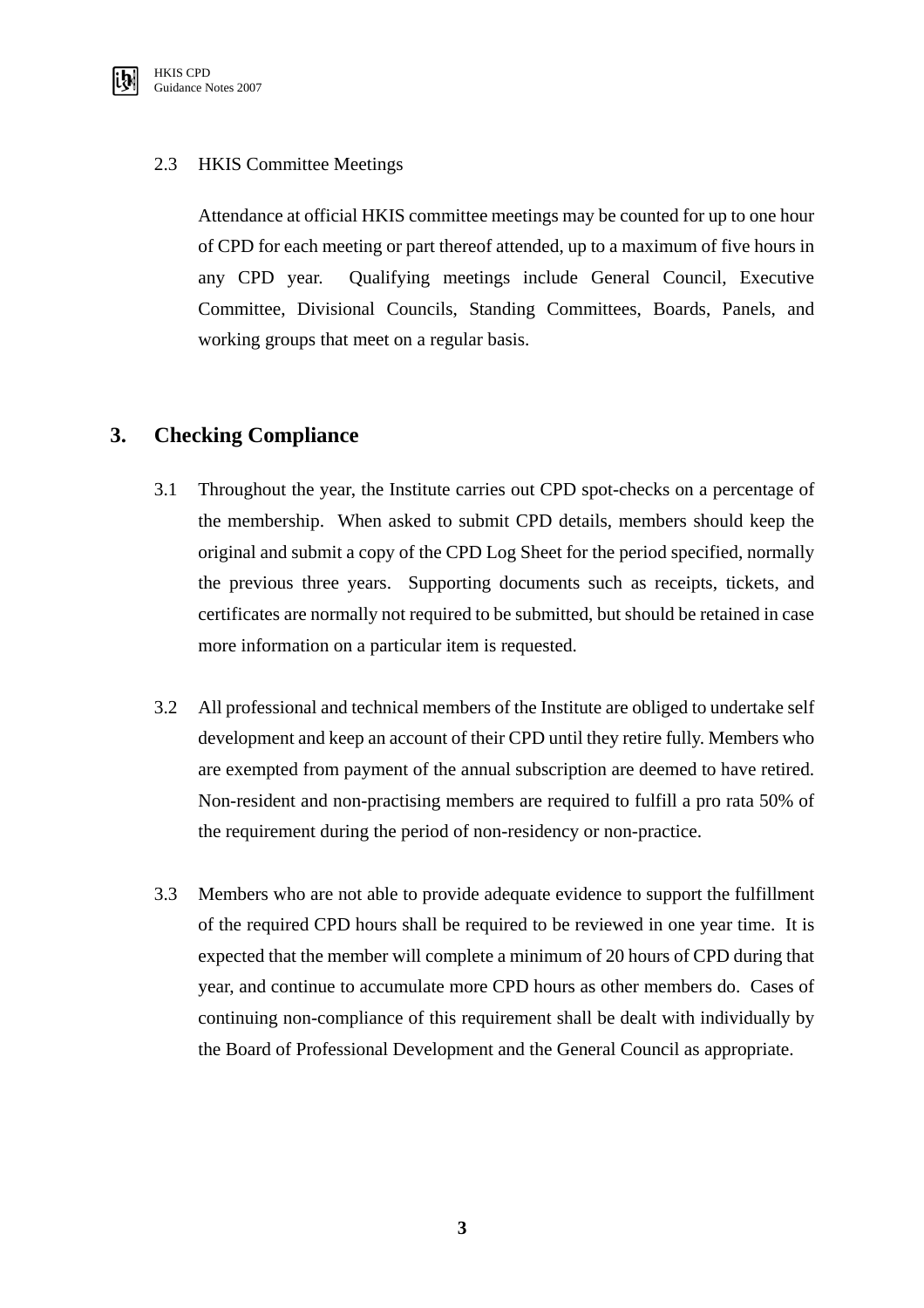2.3 HKIS Committee Meetings

Attendance at official HKIS committee meetings may be counted for up to one hour of CPD for each meeting or part thereof attended, up to a maximum of five hours in any CPD year. Qualifying meetings include General Council, Executive Committee, Divisional Councils, Standing Committees, Boards, Panels, and working groups that meet on a regular basis.

## 3. Checking Compliance

3.1 Throughout the year, the Institute carries out CPD spot-checks on a percentage of the membership. When asked to submit CPD details, members should keep the original and submit a copy of the CPD Log Sheet for the period specified, normally the previous three years. Supporting documents such as receipts, tickets, and certificates are normally not required to be submitted, but should be retained in case more information on a particular item is requested.

3.2 All professional and technical members of the Institute are obliged to undertake self development and keep an account of their CPD until they retire fully. Members who are exempted from payment of the annual subscription are deemed to have retired. Non-resident and non-practising members are required to fulfill a pro rata 50% of the requirement during the period of non-residency or non-practice.

3.3 Members who are not able to provide adequate evidence to support the fulfillment of the required CPD hours shall be required to be reviewed in one year time. It is expected that the member will complete a minimum of 20 hours of CPD during that year, and continue to accumulate more CPD hours as other members do. Cases of continuing non-compliance of this requirement shall be dealt with individually by the Board of Professional Development and the General Council as appropriate.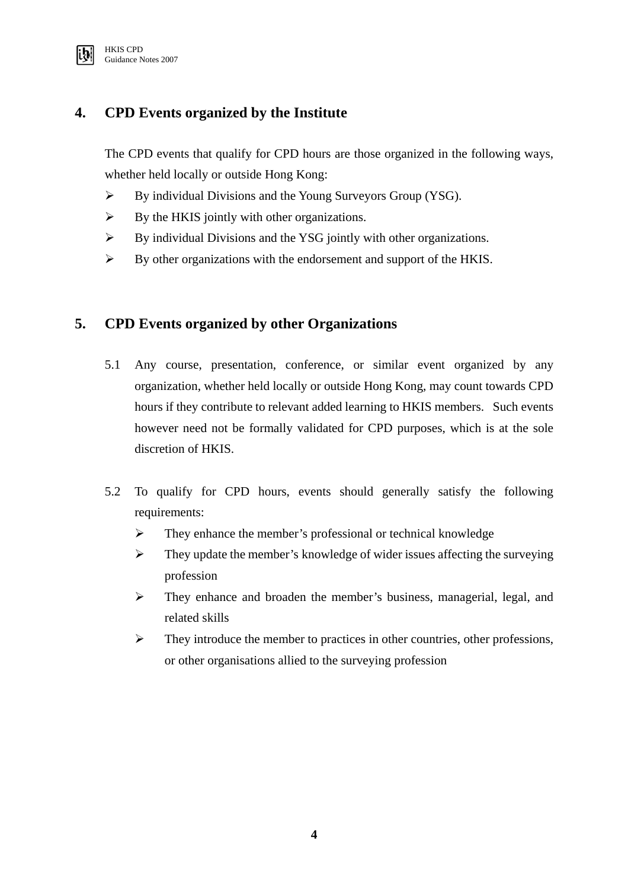## 4. CPD Events organized by the Institute

The CPD events that qualify for CPD hours are those organized in the following ways, whether held locally or outside Hong Kong:

- By individual Divisions and the Young Surveyors Group (YSG).
- By the HKIS jointly with other organizations.
- By individual Divisions and the YSG jointly with other organizations.
- By other organizations with the endorsement and support of the HKIS.

## 5. CPD Events organized by other Organizations

5.1 Any course, presentation, conference, or similar event organized by any organization, whether held locally or outside Hong Kong, may count towards CPD hours if they contribute to relevant added learning to HKIS members. Such events however need not be formally validated for CPD purposes, which is at the sole discretion of HKIS.

5.2 To qualify for CPD hours, events should generally satisfy the following requirements:

- They enhance the member's professional or technical knowledge
- They update the member's knowledge of wider issues affecting the surveying profession
- They enhance and broaden the member's business, managerial, legal, and related skills
- They introduce the member to practices in other countries, other professions, or other organisations allied to the surveying profession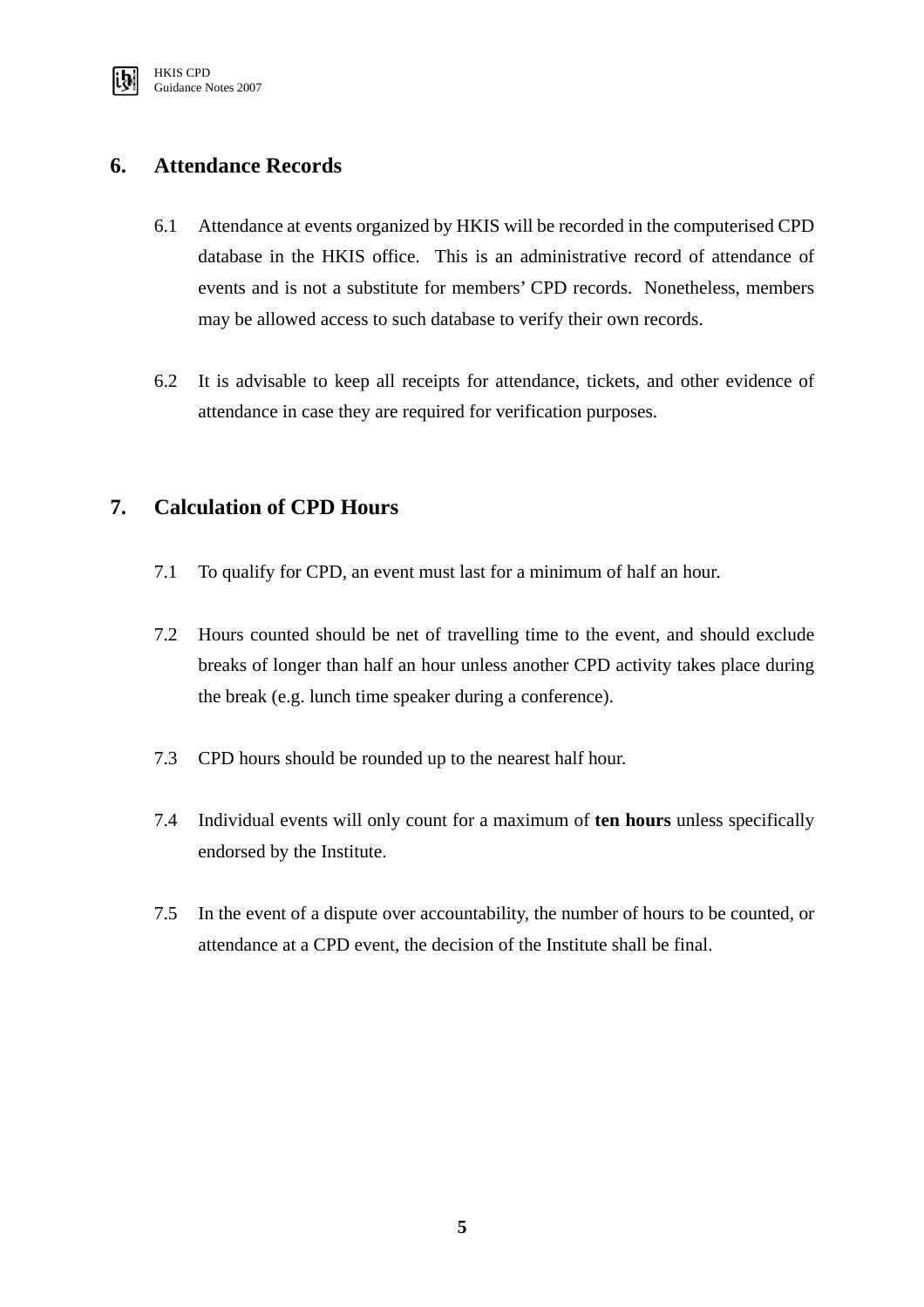## 6. Attendance Records

6.1 Attendance at events organized by HKIS will be recorded in the computerised CPD database in the HKIS office. This is an administrative record of attendance of events and is not a substitute for members' CPD records. Nonetheless, members may be allowed access to such database to verify their own records.

6.2 It is advisable to keep all receipts for attendance, tickets, and other evidence of attendance in case they are required for verification purposes.

## 7. Calculation of CPD Hours

7.1 To qualify for CPD, an event must last for a minimum of half an hour.

7.2 Hours counted should be net of travelling time to the event, and should exclude breaks of longer than half an hour unless another CPD activity takes place during the break (e.g. lunch time speaker during a conference).

7.3 CPD hours should be rounded up to the nearest half hour.

7.4 Individual events will only count for a maximum of **ten hours** unless specifically endorsed by the Institute.

7.5 In the event of a dispute over accountability, the number of hours to be counted, or attendance at a CPD event, the decision of the Institute shall be final.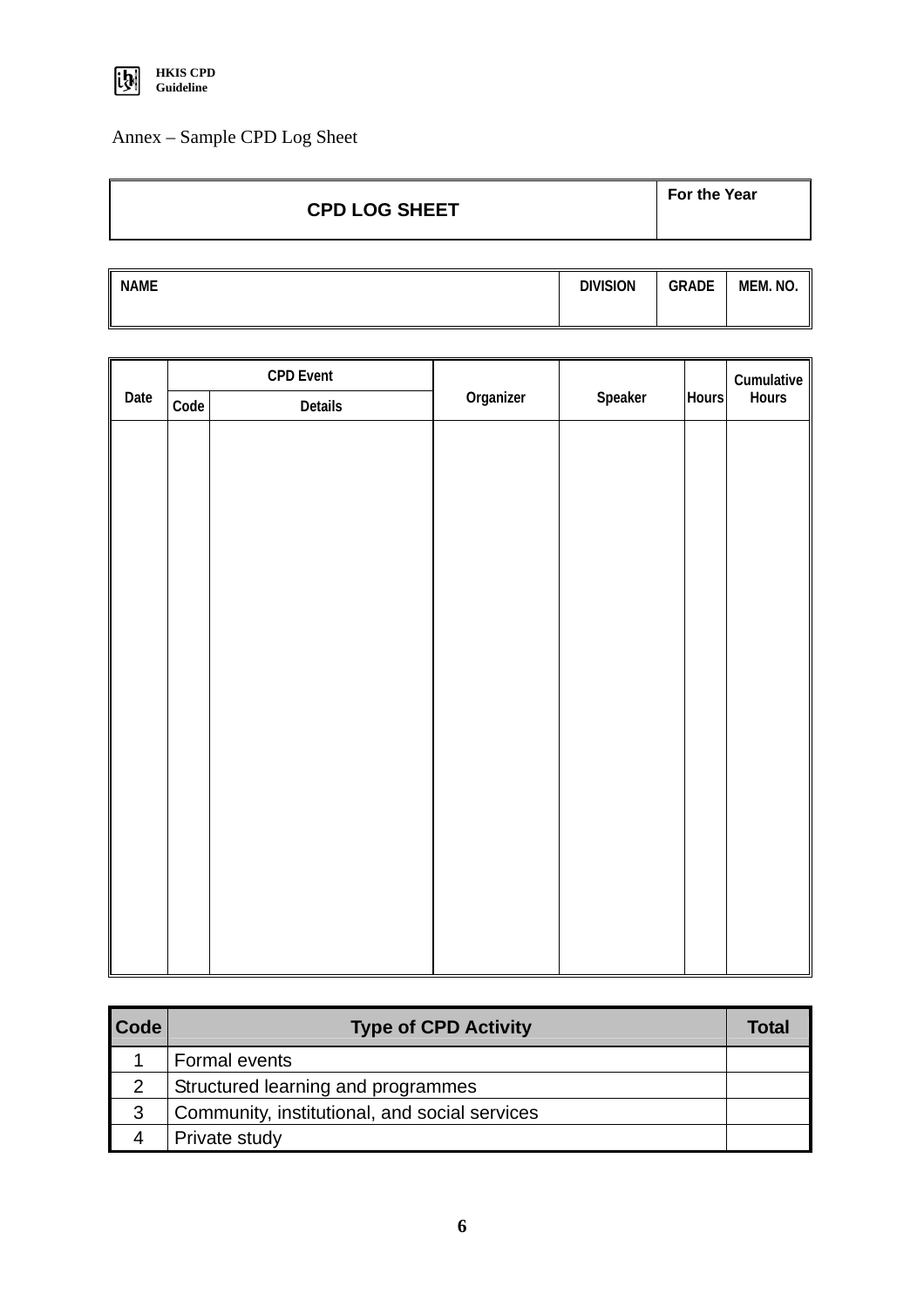Annex – Sample CPD Log Sheet

| CPD LOG SHEET | For the Year |
|---|---|
| | |

| NAME | DIVISION | GRADE | MEM. NO. |
|---|---|---|---|
| | | | |

| Date | CPD Event | | Organizer | Speaker | Hours | Cumulative Hours |
|---|---|---|---|---|---|---|
| | Code | Details | | | | |
| | | | | | | |

| Code | Type of CPD Activity | Total |
|---|---|---|
| 1 | Formal events | |
| 2 | Structured learning and programmes | |
| 3 | Community, institutional, and social services | |
| 4 | Private study | |